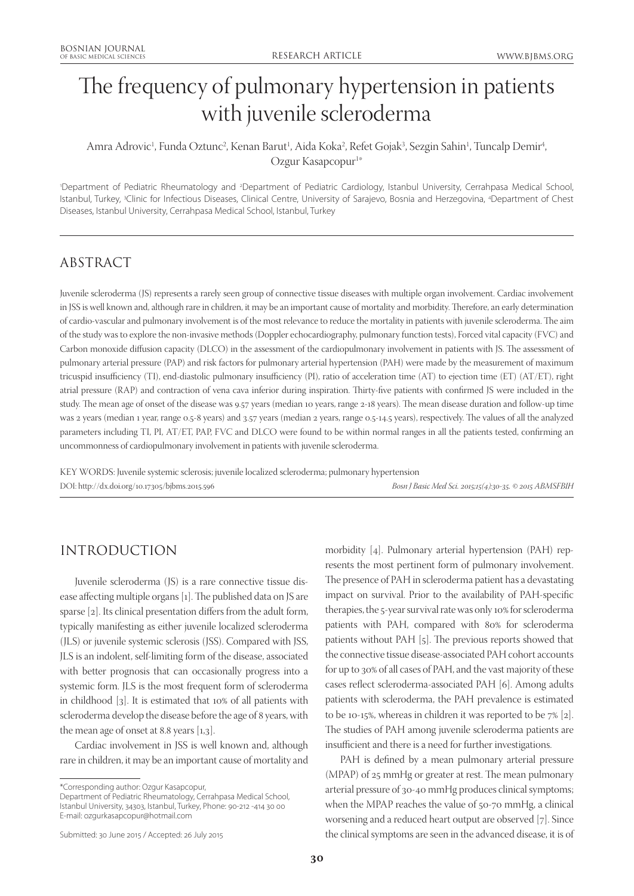# The frequency of pulmonary hypertension in patients with juvenile scleroderma

Amra Adrovic[1], Funda Oztunc[2], Kenan Barut[1], Aida Koka[2], Refet Gojak[3], Sezgin Sahin[1], Tuncalp Demir[4], Ozgur Kasapcopur[1*]

[1]Department of Pediatric Rheumatology and [2]Department of Pediatric Cardiology, Istanbul University, Cerrahpasa Medical School, Istanbul, Turkey, [3]Clinic for Infectious Diseases, Clinical Centre, University of Sarajevo, Bosnia and Herzegovina, [4]Department of Chest Diseases, Istanbul University, Cerrahpasa Medical School, Istanbul, Turkey

## ABSTRACT

Juvenile scleroderma (JS) represents a rarely seen group of connective tissue diseases with multiple organ involvement. Cardiac involvement in JSS is well known and, although rare in children, it may be an important cause of mortality and morbidity. Therefore, an early determination of cardio-vascular and pulmonary involvement is of the most relevance to reduce the mortality in patients with juvenile scleroderma. The aim of the study was to explore the non-invasive methods (Doppler echocardiography, pulmonary function tests), Forced vital capacity (FVC) and Carbon monoxide diffusion capacity (DLCO) in the assessment of the cardiopulmonary involvement in patients with JS. The assessment of pulmonary arterial pressure (PAP) and risk factors for pulmonary arterial hypertension (PAH) were made by the measurement of maximum tricuspid insufficiency (TI), end-diastolic pulmonary insufficiency (PI), ratio of acceleration time (AT) to ejection time (ET) (AT/ET), right atrial pressure (RAP) and contraction of vena cava inferior during inspiration. Thirty-five patients with confirmed JS were included in the study. The mean age of onset of the disease was 9.57 years (median 10 years, range 2-18 years). The mean disease duration and follow-up time was 2 years (median 1 year, range 0.5-8 years) and 3.57 years (median 2 years, range 0.5-14.5 years), respectively. The values of all the analyzed parameters including TI, PI, AT/ET, PAP, FVC and DLCO were found to be within normal ranges in all the patients tested, confirming an uncommonness of cardiopulmonary involvement in patients with juvenile scleroderma.

KEY WORDS: Juvenile systemic sclerosis; juvenile localized scleroderma; pulmonary hypertension

DOI: http://dx.doi.org/10.17305/bjbms.2015.596

## INTRODUCTION

Juvenile scleroderma (JS) is a rare connective tissue disease affecting multiple organs [1]. The published data on JS are sparse [2]. Its clinical presentation differs from the adult form, typically manifesting as either juvenile localized scleroderma (JLS) or juvenile systemic sclerosis (JSS). Compared with JSS, JLS is an indolent, self-limiting form of the disease, associated with better prognosis that can occasionally progress into a systemic form. JLS is the most frequent form of scleroderma in childhood [3]. It is estimated that 10% of all patients with scleroderma develop the disease before the age of 8 years, with the mean age of onset at 8.8 years [1,3].

Cardiac involvement in JSS is well known and, although rare in children, it may be an important cause of mortality and morbidity [4]. Pulmonary arterial hypertension (PAH) represents the most pertinent form of pulmonary involvement. The presence of PAH in scleroderma patient has a devastating impact on survival. Prior to the availability of PAH-specific therapies, the 5-year survival rate was only 10% for scleroderma patients with PAH, compared with 80% for scleroderma patients without PAH [5]. The previous reports showed that the connective tissue disease-associated PAH cohort accounts for up to 30% of all cases of PAH, and the vast majority of these cases reflect scleroderma-associated PAH [6]. Among adults patients with scleroderma, the PAH prevalence is estimated to be 10-15%, whereas in children it was reported to be 7% [2]. The studies of PAH among juvenile scleroderma patients are insufficient and there is a need for further investigations.

PAH is defined by a mean pulmonary arterial pressure (MPAP) of 25 mmHg or greater at rest. The mean pulmonary arterial pressure of 30-40 mmHg produces clinical symptoms; when the MPAP reaches the value of 50-70 mmHg, a clinical worsening and a reduced heart output are observed [7]. Since the clinical symptoms are seen in the advanced disease, it is of

*Corresponding author: Ozgur Kasapcopur, Department of Pediatric Rheumatology, Cerrahpasa Medical School, Istanbul University, 34303, Istanbul, Turkey, Phone: 90-212 -414 30 00 E-mail: ozgurkasapcopur@hotmail.com

Submitted: 30 June 2015 / Accepted: 26 July 2015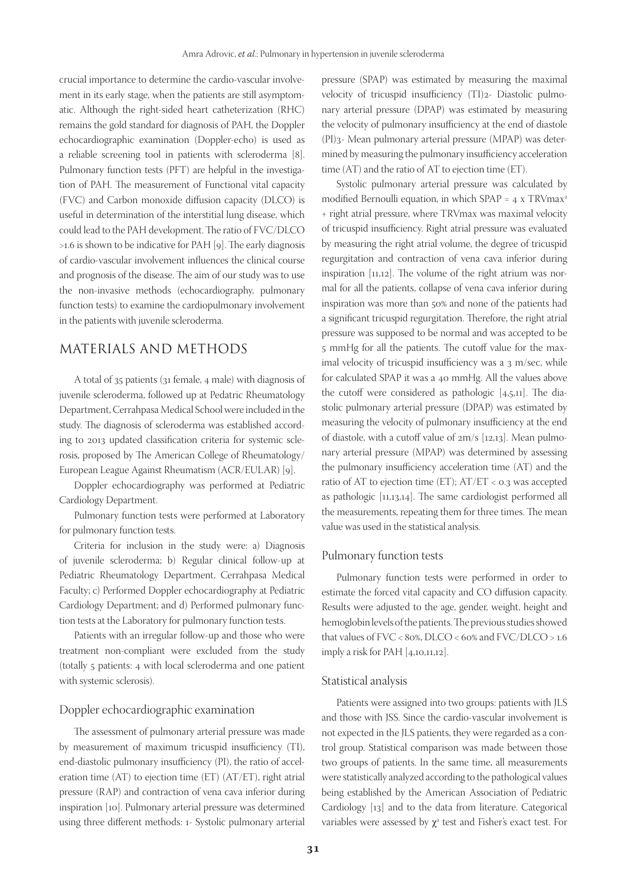crucial importance to determine the cardio-vascular involvement in its early stage, when the patients are still asymptomatic. Although the right-sided heart catheterization (RHC) remains the gold standard for diagnosis of PAH, the Doppler echocardiographic examination (Doppler-echo) is used as a reliable screening tool in patients with scleroderma [8]. Pulmonary function tests (PFT) are helpful in the investigation of PAH. The measurement of Functional vital capacity (FVC) and Carbon monoxide diffusion capacity (DLCO) is useful in determination of the interstitial lung disease, which could lead to the PAH development. The ratio of FVC/DLCO >1.6 is shown to be indicative for PAH [9]. The early diagnosis of cardio-vascular involvement influences the clinical course and prognosis of the disease. The aim of our study was to use the non-invasive methods (echocardiography, pulmonary function tests) to examine the cardiopulmonary involvement in the patients with juvenile scleroderma.

## MATERIALS AND METHODS

A total of 35 patients (31 female, 4 male) with diagnosis of juvenile scleroderma, followed up at Pedatric Rheumatology Department, Cerrahpasa Medical School were included in the study. The diagnosis of scleroderma was established according to 2013 updated classification criteria for systemic sclerosis, proposed by The American College of Rheumatology/European League Against Rheumatism (ACR/EULAR) [9].

Doppler echocardiography was performed at Pediatric Cardiology Department.

Pulmonary function tests were performed at Laboratory for pulmonary function tests.

Criteria for inclusion in the study were: a) Diagnosis of juvenile scleroderma; b) Regular clinical follow-up at Pediatric Rheumatology Department, Cerrahpasa Medical Faculty; c) Performed Doppler echocardiography at Pediatric Cardiology Department; and d) Performed pulmonary function tests at the Laboratory for pulmonary function tests.

Patients with an irregular follow-up and those who were treatment non-compliant were excluded from the study (totally 5 patients: 4 with local scleroderma and one patient with systemic sclerosis).

### Doppler echocardiographic examination

The assessment of pulmonary arterial pressure was made by measurement of maximum tricuspid insufficiency (TI), end-diastolic pulmonary insufficiency (PI), the ratio of acceleration time (AT) to ejection time (ET) (AT/ET), right atrial pressure (RAP) and contraction of vena cava inferior during inspiration [10]. Pulmonary arterial pressure was determined using three different methods: 1- Systolic pulmonary arterial pressure (SPAP) was estimated by measuring the maximal velocity of tricuspid insufficiency (TI)2- Diastolic pulmonary arterial pressure (DPAP) was estimated by measuring the velocity of pulmonary insufficiency at the end of diastole (PI)3- Mean pulmonary arterial pressure (MPAP) was determined by measuring the pulmonary insufficiency acceleration time (AT) and the ratio of AT to ejection time (ET).

Systolic pulmonary arterial pressure was calculated by modified Bernoulli equation, in which SPAP = $4 \times TRVmax^2$ + right atrial pressure, where TRVmax was maximal velocity of tricuspid insufficiency. Right atrial pressure was evaluated by measuring the right atrial volume, the degree of tricuspid regurgitation and contraction of vena cava inferior during inspiration [11,12]. The volume of the right atrium was normal for all the patients, collapse of vena cava inferior during inspiration was more than 50% and none of the patients had a significant tricuspid regurgitation. Therefore, the right atrial pressure was supposed to be normal and was accepted to be 5 mmHg for all the patients. The cutoff value for the maximal velocity of tricuspid insufficiency was a 3 m/sec, while for calculated SPAP it was a 40 mmHg. All the values above the cutoff were considered as pathologic [4,5,11]. The diastolic pulmonary arterial pressure (DPAP) was estimated by measuring the velocity of pulmonary insufficiency at the end of diastole, with a cutoff value of 2m/s [12,13]. Mean pulmonary arterial pressure (MPAP) was determined by assessing the pulmonary insufficiency acceleration time (AT) and the ratio of AT to ejection time (ET); AT/ET < 0.3 was accepted as pathologic [11,13,14]. The same cardiologist performed all the measurements, repeating them for three times. The mean value was used in the statistical analysis.

### Pulmonary function tests

Pulmonary function tests were performed in order to estimate the forced vital capacity and CO diffusion capacity. Results were adjusted to the age, gender, weight, height and hemoglobin levels of the patients. The previous studies showed that values of FVC < 80%, DLCO < 60% and FVC/DLCO > 1.6 imply a risk for PAH [4,10,11,12].

### Statistical analysis

Patients were assigned into two groups: patients with JLS and those with JSS. Since the cardio-vascular involvement is not expected in the JLS patients, they were regarded as a control group. Statistical comparison was made between those two groups of patients. In the same time, all measurements were statistically analyzed according to the pathological values being established by the American Association of Pediatric Cardiology [13] and to the data from literature. Categorical variables were assessed by $\chi^2$ test and Fisher's exact test. For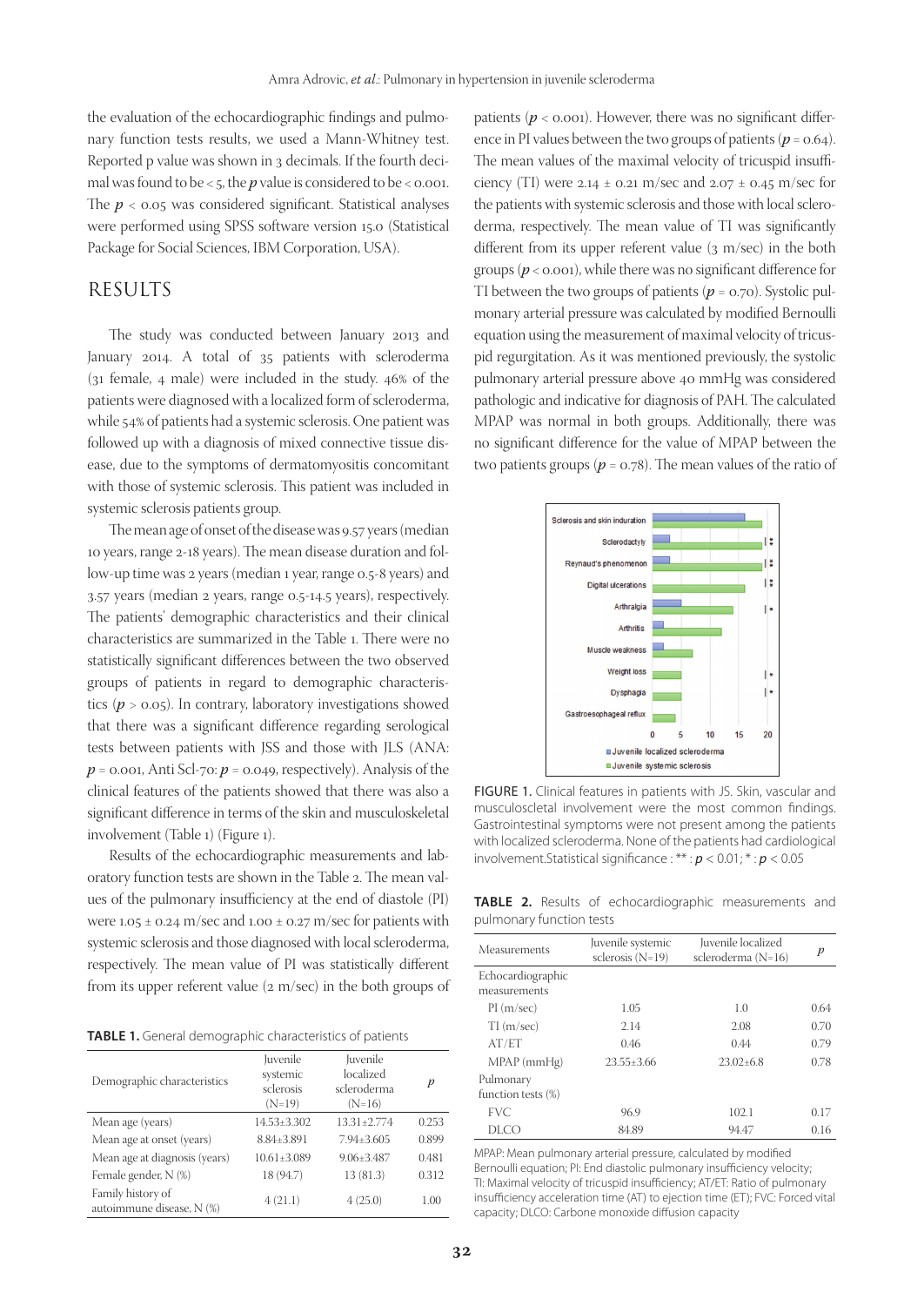the evaluation of the echocardiographic findings and pulmonary function tests results, we used a Mann-Whitney test. Reported p value was shown in 3 decimals. If the fourth decimal was found to be < 5, the *p* value is considered to be < 0.001. The *p* < 0.05 was considered significant. Statistical analyses were performed using SPSS software version 15.0 (Statistical Package for Social Sciences, IBM Corporation, USA).

## RESULTS

The study was conducted between January 2013 and January 2014. A total of 35 patients with scleroderma (31 female, 4 male) were included in the study. 46% of the patients were diagnosed with a localized form of scleroderma, while 54% of patients had a systemic sclerosis. One patient was followed up with a diagnosis of mixed connective tissue disease, due to the symptoms of dermatomyositis concomitant with those of systemic sclerosis. This patient was included in systemic sclerosis patients group.

The mean age of onset of the disease was 9.57 years (median 10 years, range 2-18 years). The mean disease duration and follow-up time was 2 years (median 1 year, range 0.5-8 years) and 3.57 years (median 2 years, range 0.5-14.5 years), respectively. The patients' demographic characteristics and their clinical characteristics are summarized in the Table 1. There were no statistically significant differences between the two observed groups of patients in regard to demographic characteristics ($p > 0.05$). In contrary, laboratory investigations showed that there was a significant difference regarding serological tests between patients with JSS and those with JLS (ANA: $p = 0.001$, Anti Scl-70: $p = 0.049$, respectively). Analysis of the clinical features of the patients showed that there was also a significant difference in terms of the skin and musculoskeletal involvement (Table 1) (Figure 1).

Results of the echocardiographic measurements and laboratory function tests are shown in the Table 2. The mean values of the pulmonary insufficiency at the end of diastole (PI) were 1.05 ± 0.24 m/sec and 1.00 ± 0.27 m/sec for patients with systemic sclerosis and those diagnosed with local scleroderma, respectively. The mean value of PI was statistically different from its upper referent value (2 m/sec) in the both groups of patients ($p < 0.001$). However, there was no significant difference in PI values between the two groups of patients ($p = 0.64$). The mean values of the maximal velocity of tricuspid insufficiency (TI) were 2.14 ± 0.21 m/sec and 2.07 ± 0.45 m/sec for the patients with systemic sclerosis and those with local scleroderma, respectively. The mean value of TI was significantly different from its upper referent value (3 m/sec) in the both groups ($p < 0.001$), while there was no significant difference for TI between the two groups of patients ($p = 0.70$). Systolic pulmonary arterial pressure was calculated by modified Bernoulli equation using the measurement of maximal velocity of tricuspid regurgitation. As it was mentioned previously, the systolic pulmonary arterial pressure above 40 mmHg was considered pathologic and indicative for diagnosis of PAH. The calculated MPAP was normal in both groups. Additionally, there was no significant difference for the value of MPAP between the two patients groups ($p = 0.78$). The mean values of the ratio of

**TABLE 1.** General demographic characteristics of patients

| Demographic characteristics | Juvenile systemic sclerosis (N=19) | Juvenile localized scleroderma (N=16) | *p* |
|---|---|---|---|
| Mean age (years) | 14.53±3.302 | 13.31±2.774 | 0.253 |
| Mean age at onset (years) | 8.84±3.891 | 7.94±3.605 | 0.899 |
| Mean age at diagnosis (years) | 10.61±3.089 | 9.06±3.487 | 0.481 |
| Female gender, N (%) | 18 (94.7) | 13 (81.3) | 0.312 |
| Family history of autoimmune disease, N (%) | 4 (21.1) | 4 (25.0) | 1.00 |

FIGURE 1. Clinical features in patients with JS. Skin, vascular and musculoscletal involvement were the most common findings. Gastrointestinal symptoms were not present among the patients with localized scleroderma. None of the patients had cardiological involvement.Statistical significance : ** : $p < 0.01$; * : $p < 0.05$

**TABLE 2.** Results of echocardiographic measurements and pulmonary function tests

| Measurements | Juvenile systemic sclerosis (N=19) | Juvenile localized scleroderma (N=16) | *p* |
|---|---|---|---|
| Echocardiographic measurements | | | |
| PI (m/sec) | 1.05 | 1.0 | 0.64 |
| TI (m/sec) | 2.14 | 2.08 | 0.70 |
| AT/ET | 0.46 | 0.44 | 0.79 |
| MPAP (mmHg) | 23.55±3.66 | 23.02±6.8 | 0.78 |
| Pulmonary function tests (%) | | | |
| FVC | 96.9 | 102.1 | 0.17 |
| DLCO | 84.89 | 94.47 | 0.16 |

MPAP: Mean pulmonary arterial pressure, calculated by modified Bernoulli equation; PI: End diastolic pulmonary insufficiency velocity; TI: Maximal velocity of tricuspid insufficiency; AT/ET: Ratio of pulmonary insufficiency acceleration time (AT) to ejection time (ET); FVC: Forced vital capacity; DLCO: Carbone monoxide diffusion capacity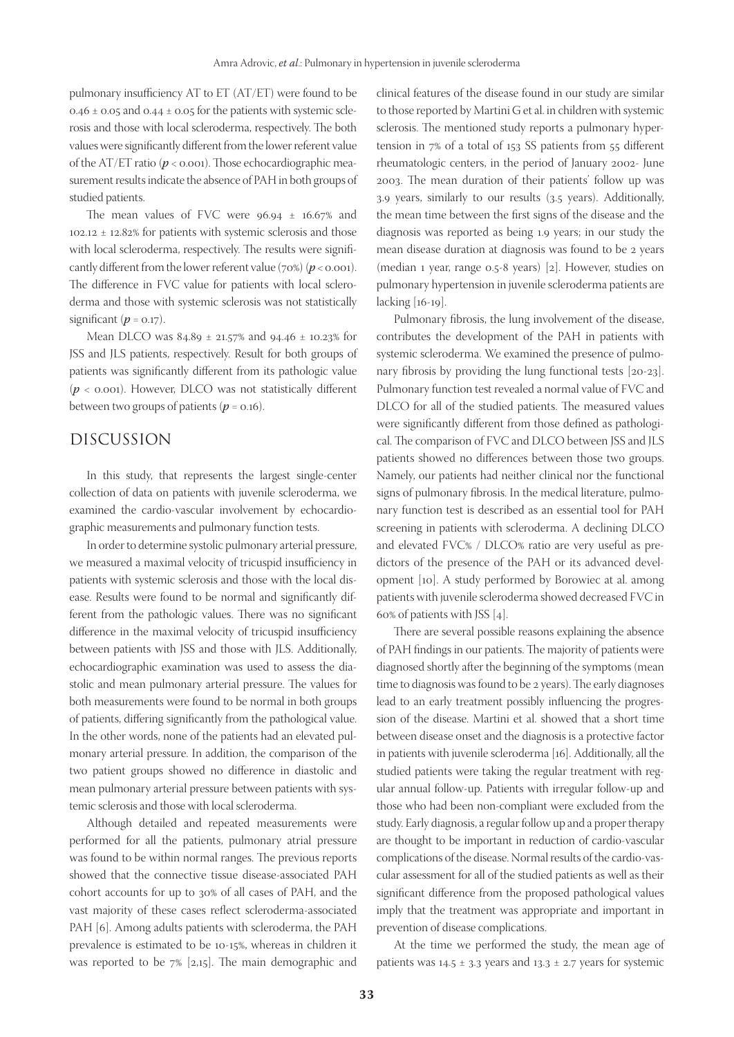pulmonary insufficiency AT to ET (AT/ET) were found to be $0.46 \pm 0.05$ and $0.44 \pm 0.05$ for the patients with systemic sclerosis and those with local scleroderma, respectively. The both values were significantly different from the lower referent value of the AT/ET ratio ($p < 0.001$). Those echocardiographic measurement results indicate the absence of PAH in both groups of studied patients.

The mean values of FVC were $96.94 \pm 16.67\%$ and $102.12 \pm 12.82\%$ for patients with systemic sclerosis and those with local scleroderma, respectively. The results were significantly different from the lower referent value (70%) ($p < 0.001$). The difference in FVC value for patients with local scleroderma and those with systemic sclerosis was not statistically significant ($p = 0.17$).

Mean DLCO was $84.89 \pm 21.57\%$ and $94.46 \pm 10.23\%$ for JSS and JLS patients, respectively. Result for both groups of patients was significantly different from its pathologic value ($p < 0.001$). However, DLCO was not statistically different between two groups of patients ($p = 0.16$).

## DISCUSSION

In this study, that represents the largest single-center collection of data on patients with juvenile scleroderma, we examined the cardio-vascular involvement by echocardiographic measurements and pulmonary function tests.

In order to determine systolic pulmonary arterial pressure, we measured a maximal velocity of tricuspid insufficiency in patients with systemic sclerosis and those with the local disease. Results were found to be normal and significantly different from the pathologic values. There was no significant difference in the maximal velocity of tricuspid insufficiency between patients with JSS and those with JLS. Additionally, echocardiographic examination was used to assess the diastolic and mean pulmonary arterial pressure. The values for both measurements were found to be normal in both groups of patients, differing significantly from the pathological value. In the other words, none of the patients had an elevated pulmonary arterial pressure. In addition, the comparison of the two patient groups showed no difference in diastolic and mean pulmonary arterial pressure between patients with systemic sclerosis and those with local scleroderma.

Although detailed and repeated measurements were performed for all the patients, pulmonary atrial pressure was found to be within normal ranges. The previous reports showed that the connective tissue disease-associated PAH cohort accounts for up to 30% of all cases of PAH, and the vast majority of these cases reflect scleroderma-associated PAH [6]. Among adults patients with scleroderma, the PAH prevalence is estimated to be 10-15%, whereas in children it was reported to be 7% [2,15]. The main demographic and clinical features of the disease found in our study are similar to those reported by Martini G et al. in children with systemic sclerosis. The mentioned study reports a pulmonary hypertension in 7% of a total of 153 SS patients from 55 different rheumatologic centers, in the period of January 2002- June 2003. The mean duration of their patients' follow up was 3.9 years, similarly to our results (3.5 years). Additionally, the mean time between the first signs of the disease and the diagnosis was reported as being 1.9 years; in our study the mean disease duration at diagnosis was found to be 2 years (median 1 year, range 0.5-8 years) [2]. However, studies on pulmonary hypertension in juvenile scleroderma patients are lacking [16-19].

Pulmonary fibrosis, the lung involvement of the disease, contributes the development of the PAH in patients with systemic scleroderma. We examined the presence of pulmonary fibrosis by providing the lung functional tests [20-23]. Pulmonary function test revealed a normal value of FVC and DLCO for all of the studied patients. The measured values were significantly different from those defined as pathological. The comparison of FVC and DLCO between JSS and JLS patients showed no differences between those two groups. Namely, our patients had neither clinical nor the functional signs of pulmonary fibrosis. In the medical literature, pulmonary function test is described as an essential tool for PAH screening in patients with scleroderma. A declining DLCO and elevated FVC% / DLCO% ratio are very useful as predictors of the presence of the PAH or its advanced development [10]. A study performed by Borowiec at al. among patients with juvenile scleroderma showed decreased FVC in 60% of patients with JSS [4].

There are several possible reasons explaining the absence of PAH findings in our patients. The majority of patients were diagnosed shortly after the beginning of the symptoms (mean time to diagnosis was found to be 2 years). The early diagnoses lead to an early treatment possibly influencing the progression of the disease. Martini et al. showed that a short time between disease onset and the diagnosis is a protective factor in patients with juvenile scleroderma [16]. Additionally, all the studied patients were taking the regular treatment with regular annual follow-up. Patients with irregular follow-up and those who had been non-compliant were excluded from the study. Early diagnosis, a regular follow up and a proper therapy are thought to be important in reduction of cardio-vascular complications of the disease. Normal results of the cardio-vascular assessment for all of the studied patients as well as their significant difference from the proposed pathological values imply that the treatment was appropriate and important in prevention of disease complications.

At the time we performed the study, the mean age of patients was $14.5 \pm 3.3$ years and $13.3 \pm 2.7$ years for systemic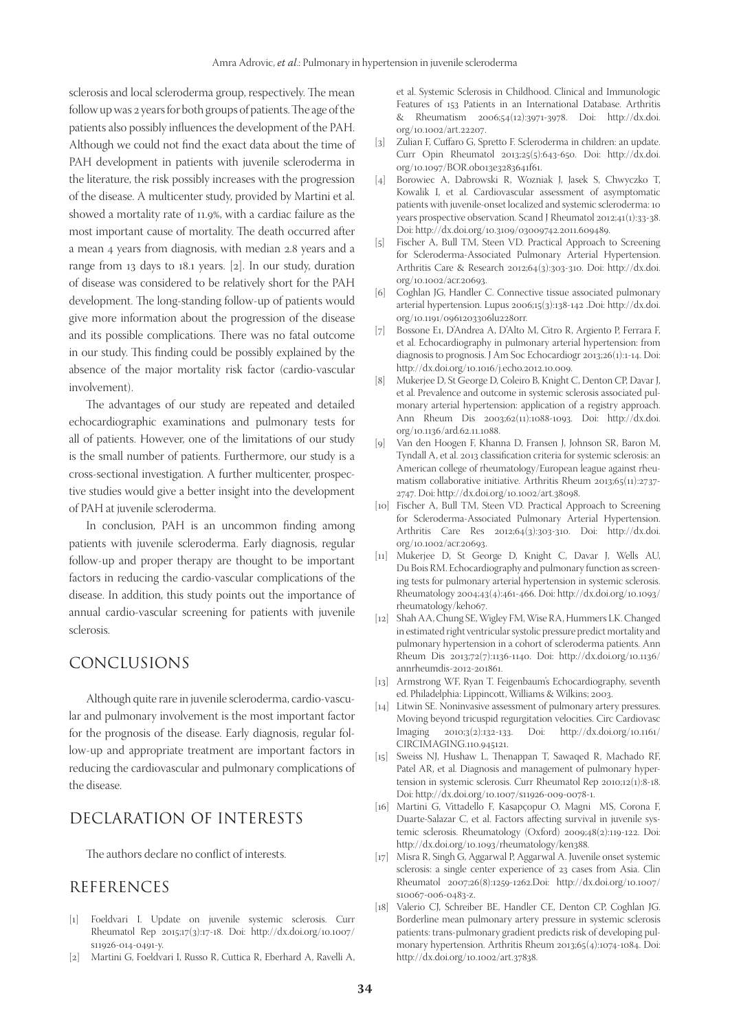sclerosis and local scleroderma group, respectively. The mean follow up was 2 years for both groups of patients. The age of the patients also possibly influences the development of the PAH. Although we could not find the exact data about the time of PAH development in patients with juvenile scleroderma in the literature, the risk possibly increases with the progression of the disease. A multicenter study, provided by Martini et al. showed a mortality rate of 11.9%, with a cardiac failure as the most important cause of mortality. The death occurred after a mean 4 years from diagnosis, with median 2.8 years and a range from 13 days to 18.1 years. [2]. In our study, duration of disease was considered to be relatively short for the PAH development. The long-standing follow-up of patients would give more information about the progression of the disease and its possible complications. There was no fatal outcome in our study. This finding could be possibly explained by the absence of the major mortality risk factor (cardio-vascular involvement).

The advantages of our study are repeated and detailed echocardiographic examinations and pulmonary tests for all of patients. However, one of the limitations of our study is the small number of patients. Furthermore, our study is a cross-sectional investigation. A further multicenter, prospective studies would give a better insight into the development of PAH at juvenile scleroderma.

In conclusion, PAH is an uncommon finding among patients with juvenile scleroderma. Early diagnosis, regular follow-up and proper therapy are thought to be important factors in reducing the cardio-vascular complications of the disease. In addition, this study points out the importance of annual cardio-vascular screening for patients with juvenile sclerosis.

## CONCLUSIONS

Although quite rare in juvenile scleroderma, cardio-vascular and pulmonary involvement is the most important factor for the prognosis of the disease. Early diagnosis, regular follow-up and appropriate treatment are important factors in reducing the cardiovascular and pulmonary complications of the disease.

## DECLARATION OF INTERESTS

The authors declare no conflict of interests.

## REFERENCES

[1] Foeldvari I. Update on juvenile systemic sclerosis. Curr Rheumatol Rep 2015;17(3):17-18. Doi: http://dx.doi.org/10.1007/s11926-014-0491-y.

[2] Martini G, Foeldvari I, Russo R, Cuttica R, Eberhard A, Ravelli A, et al. Systemic Sclerosis in Childhood. Clinical and Immunologic Features of 153 Patients in an International Database. Arthritis & Rheumatism 2006;54(12):3971-3978. Doi: http://dx.doi.org/10.1002/art.22207.

[3] Zulian F, Cuffaro G, Spretto F. Scleroderma in children: an update. Curr Opin Rheumatol 2013;25(5):643-650. Doi: http://dx.doi.org/10.1097/BOR.0b013e3283641f61.

[4] Borowiec A, Dabrowski R, Wozniak J, Jasek S, Chwyczko T, Kowalik I, et al. Cardiovascular assessment of asymptomatic patients with juvenile-onset localized and systemic scleroderma: 10 years prospective observation. Scand J Rheumatol 2012;41(1):33-38. Doi: http://dx.doi.org/10.3109/03009742.2011.609489.

[5] Fischer A, Bull TM, Steen VD. Practical Approach to Screening for Scleroderma-Associated Pulmonary Arterial Hypertension. Arthritis Care & Research 2012;64(3):303-310. Doi: http://dx.doi.org/10.1002/acr.20693.

[6] Coghlan JG, Handler C. Connective tissue associated pulmonary arterial hypertension. Lupus 2006;15(3):138-142 .Doi: http://dx.doi.org/10.1191/0961203306lu2280rr.

[7] Bossone E1, D'Andrea A, D'Alto M, Citro R, Argiento P, Ferrara F, et al. Echocardiography in pulmonary arterial hypertension: from diagnosis to prognosis. J Am Soc Echocardiogr 2013;26(1):1-14. Doi: http://dx.doi.org/10.1016/j.echo.2012.10.009.

[8] Mukerjee D, St George D, Coleiro B, Knight C, Denton CP, Davar J, et al. Prevalence and outcome in systemic sclerosis associated pulmonary arterial hypertension: application of a registry approach. Ann Rheum Dis 2003;62(11):1088-1093. Doi: http://dx.doi.org/10.1136/ard.62.11.1088.

[9] Van den Hoogen F, Khanna D, Fransen J, Johnson SR, Baron M, Tyndall A, et al. 2013 classification criteria for systemic sclerosis: an American college of rheumatology/European league against rheumatism collaborative initiative. Arthritis Rheum 2013;65(11):2737-2747. Doi: http://dx.doi.org/10.1002/art.38098.

[10] Fischer A, Bull TM, Steen VD. Practical Approach to Screening for Scleroderma-Associated Pulmonary Arterial Hypertension. Arthritis Care Res 2012;64(3):303-310. Doi: http://dx.doi.org/10.1002/acr.20693.

[11] Mukerjee D, St George D, Knight C, Davar J, Wells AU, Du Bois RM. Echocardiography and pulmonary function as screening tests for pulmonary arterial hypertension in systemic sclerosis. Rheumatology 2004;43(4):461-466. Doi: http://dx.doi.org/10.1093/rheumatology/keh067.

[12] Shah AA, Chung SE, Wigley FM, Wise RA, Hummers LK. Changed in estimated right ventricular systolic pressure predict mortality and pulmonary hypertension in a cohort of scleroderma patients. Ann Rheum Dis 2013;72(7):1136-1140. Doi: http://dx.doi.org/10.1136/annrheumdis-2012-201861.

[13] Armstrong WF, Ryan T. Feigenbaum's Echocardiography, seventh ed. Philadelphia: Lippincott, Williams & Wilkins; 2003.

[14] Litwin SE. Noninvasive assessment of pulmonary artery pressures. Moving beyond tricuspid regurgitation velocities. Circ Cardiovasc Imaging 2010;3(2):132-133. Doi: http://dx.doi.org/10.1161/CIRCIMAGING.110.945121.

[15] Sweiss NJ, Hushaw L, Thenappan T, Sawaqed R, Machado RF, Patel AR, et al. Diagnosis and management of pulmonary hypertension in systemic sclerosis. Curr Rheumatol Rep 2010;12(1):8-18. Doi: http://dx.doi.org/10.1007/s11926-009-0078-1.

[16] Martini G, Vittadello F, Kasapçopur O, Magni MS, Corona F, Duarte-Salazar C, et al. Factors affecting survival in juvenile systemic sclerosis. Rheumatology (Oxford) 2009;48(2):119-122. Doi: http://dx.doi.org/10.1093/rheumatology/ken388.

[17] Misra R, Singh G, Aggarwal P, Aggarwal A. Juvenile onset systemic sclerosis: a single center experience of 23 cases from Asia. Clin Rheumatol 2007;26(8):1259-1262.Doi: http://dx.doi.org/10.1007/s10067-006-0483-z.

[18] Valerio CJ, Schreiber BE, Handler CE, Denton CP, Coghlan JG. Borderline mean pulmonary artery pressure in systemic sclerosis patients: trans-pulmonary gradient predicts risk of developing pulmonary hypertension. Arthritis Rheum 2013;65(4):1074-1084. Doi: http://dx.doi.org/10.1002/art.37838.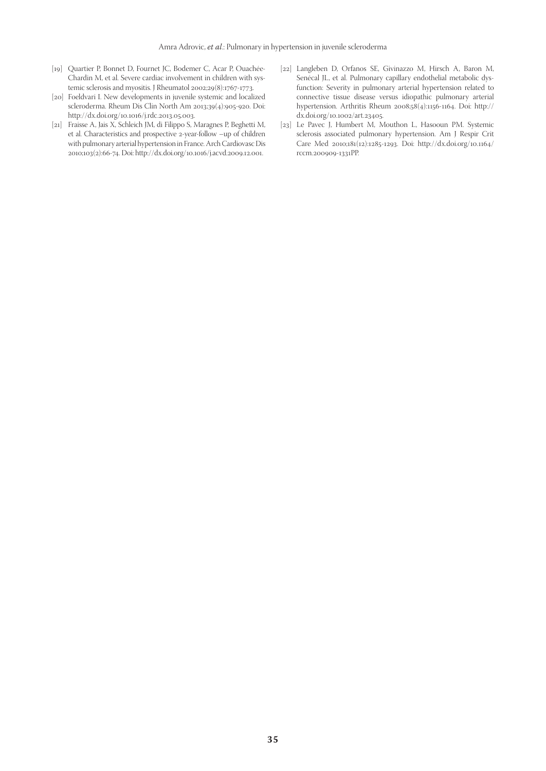[19] Quartier P, Bonnet D, Fournet JC, Bodemer C, Acar P, Ouachée-Chardin M, et al. Severe cardiac involvement in children with systemic sclerosis and myositis. J Rheumatol 2002;29(8):1767-1773.

[20] Foeldvari I. New developments in juvenile systemic and localized scleroderma. Rheum Dis Clin North Am 2013;39(4):905-920. Doi: http://dx.doi.org/10.1016/j.rdc.2013.05.003.

[21] Fraisse A, Jais X, Schleich JM, di Filippo S, Maragnes P, Beghetti M, et al. Characteristics and prospective 2-year-follow –up of children with pulmonary arterial hypertension in France. Arch Cardiovasc Dis 2010;103(2):66-74. Doi: http://dx.doi.org/10.1016/j.acvd.2009.12.001.

[22] Langleben D, Orfanos SE, Givinazzo M, Hirsch A, Baron M, Senécal JL, et al. Pulmonary capillary endothelial metabolic dysfunction: Severity in pulmonary arterial hypertension related to connective tissue disease versus idiopathic pulmonary arterial hypertension. Arthritis Rheum 2008;58(4):1156-1164. Doi: http://dx.doi.org/10.1002/art.23405.

[23] Le Pavec J, Humbert M, Mouthon L, Hasooun PM. Systemic sclerosis associated pulmonary hypertension. Am J Respir Crit Care Med 2010;181(12):1285-1293. Doi: http://dx.doi.org/10.1164/rccm.200909-1331PP.